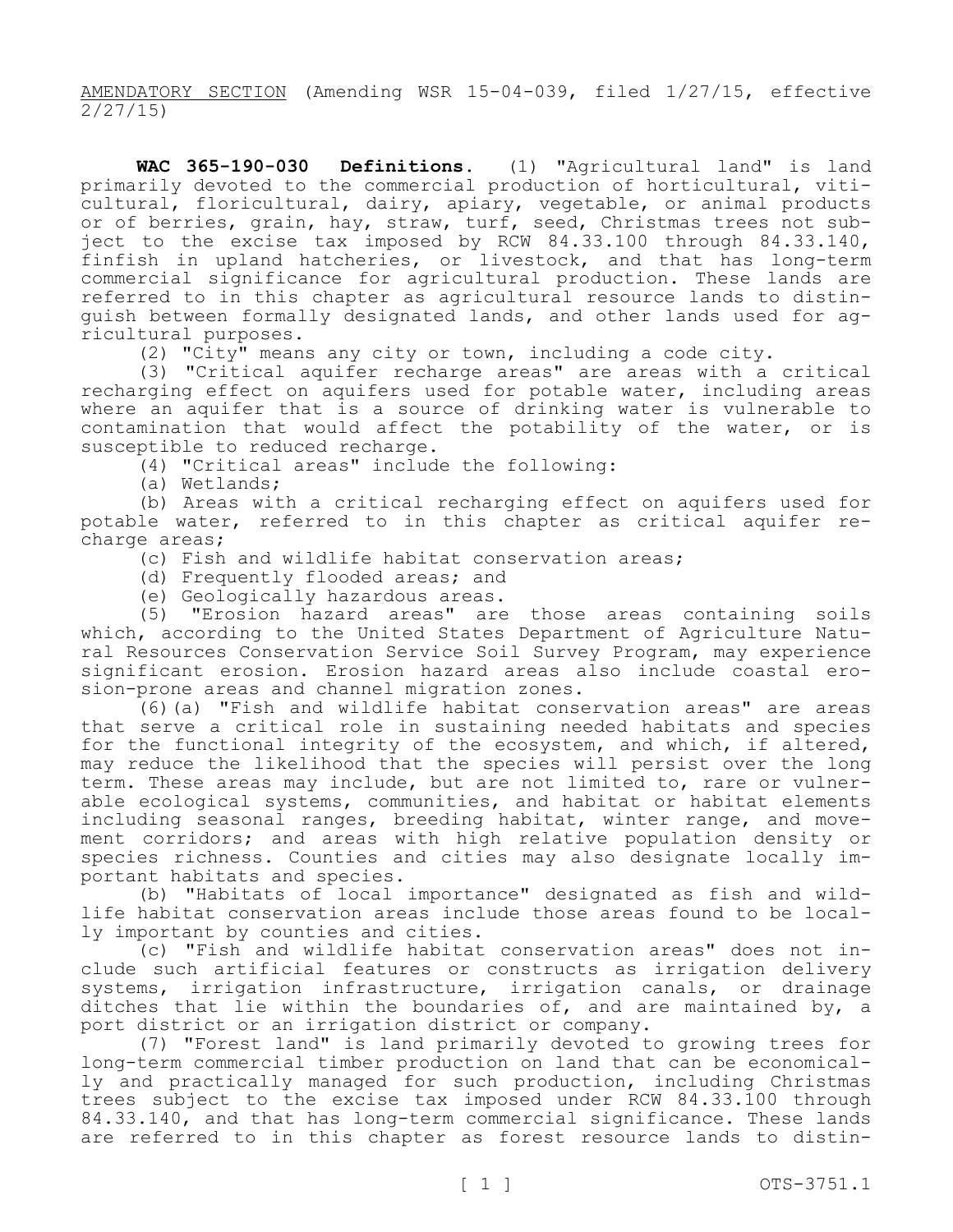AMENDATORY SECTION (Amending WSR 15-04-039, filed 1/27/15, effective 2/27/15)

**WAC 365-190-030 Definitions.** (1) "Agricultural land" is land primarily devoted to the commercial production of horticultural, viticultural, floricultural, dairy, apiary, vegetable, or animal products or of berries, grain, hay, straw, turf, seed, Christmas trees not subject to the excise tax imposed by RCW 84.33.100 through 84.33.140, finfish in upland hatcheries, or livestock, and that has long-term commercial significance for agricultural production. These lands are referred to in this chapter as agricultural resource lands to distinguish between formally designated lands, and other lands used for agricultural purposes.

(2) "City" means any city or town, including a code city.

(3) "Critical aquifer recharge areas" are areas with a critical recharging effect on aquifers used for potable water, including areas where an aquifer that is a source of drinking water is vulnerable to contamination that would affect the potability of the water, or is susceptible to reduced recharge.

(4) "Critical areas" include the following:

(a) Wetlands;

(b) Areas with a critical recharging effect on aquifers used for potable water, referred to in this chapter as critical aquifer recharge areas;

(c) Fish and wildlife habitat conservation areas;

(d) Frequently flooded areas; and

(e) Geologically hazardous areas.

(5) "Erosion hazard areas" are those areas containing soils which, according to the United States Department of Agriculture Natural Resources Conservation Service Soil Survey Program, may experience significant erosion. Erosion hazard areas also include coastal erosion-prone areas and channel migration zones.

(6)(a) "Fish and wildlife habitat conservation areas" are areas that serve a critical role in sustaining needed habitats and species for the functional integrity of the ecosystem, and which, if altered, may reduce the likelihood that the species will persist over the long term. These areas may include, but are not limited to, rare or vulnerable ecological systems, communities, and habitat or habitat elements including seasonal ranges, breeding habitat, winter range, and movement corridors; and areas with high relative population density or species richness. Counties and cities may also designate locally important habitats and species.

(b) "Habitats of local importance" designated as fish and wildlife habitat conservation areas include those areas found to be locally important by counties and cities.

(c) "Fish and wildlife habitat conservation areas" does not include such artificial features or constructs as irrigation delivery systems, irrigation infrastructure, irrigation canals, or drainage ditches that lie within the boundaries of, and are maintained by, a port district or an irrigation district or company.

(7) "Forest land" is land primarily devoted to growing trees for long-term commercial timber production on land that can be economically and practically managed for such production, including Christmas trees subject to the excise tax imposed under RCW 84.33.100 through 84.33.140, and that has long-term commercial significance. These lands are referred to in this chapter as forest resource lands to distin-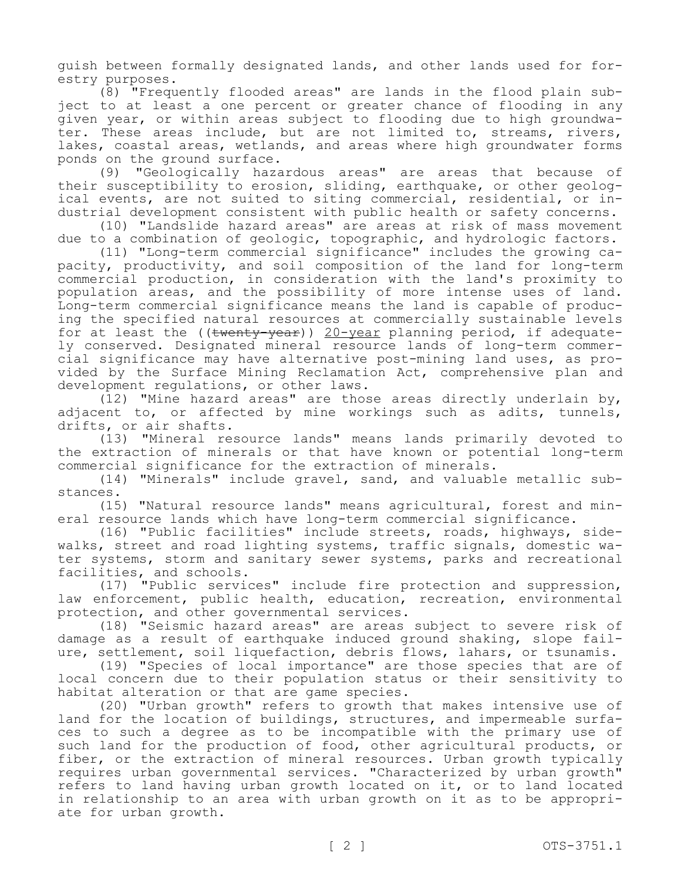guish between formally designated lands, and other lands used for forestry purposes.

(8) "Frequently flooded areas" are lands in the flood plain subject to at least a one percent or greater chance of flooding in any given year, or within areas subject to flooding due to high groundwater. These areas include, but are not limited to, streams, rivers, lakes, coastal areas, wetlands, and areas where high groundwater forms ponds on the ground surface.

(9) "Geologically hazardous areas" are areas that because of their susceptibility to erosion, sliding, earthquake, or other geological events, are not suited to siting commercial, residential, or industrial development consistent with public health or safety concerns.

(10) "Landslide hazard areas" are areas at risk of mass movement due to a combination of geologic, topographic, and hydrologic factors.

(11) "Long-term commercial significance" includes the growing capacity, productivity, and soil composition of the land for long-term commercial production, in consideration with the land's proximity to population areas, and the possibility of more intense uses of land. Long-term commercial significance means the land is capable of producing the specified natural resources at commercially sustainable levels for at least the ((~~twenty-year~~)) <u>20-year</u> planning period, if adequately conserved. Designated mineral resource lands of long-term commercial significance may have alternative post-mining land uses, as provided by the Surface Mining Reclamation Act, comprehensive plan and development regulations, or other laws.

(12) "Mine hazard areas" are those areas directly underlain by, adjacent to, or affected by mine workings such as adits, tunnels, drifts, or air shafts.

(13) "Mineral resource lands" means lands primarily devoted to the extraction of minerals or that have known or potential long-term commercial significance for the extraction of minerals.

(14) "Minerals" include gravel, sand, and valuable metallic substances.

(15) "Natural resource lands" means agricultural, forest and mineral resource lands which have long-term commercial significance.

(16) "Public facilities" include streets, roads, highways, sidewalks, street and road lighting systems, traffic signals, domestic water systems, storm and sanitary sewer systems, parks and recreational facilities, and schools.

(17) "Public services" include fire protection and suppression, law enforcement, public health, education, recreation, environmental protection, and other governmental services.

(18) "Seismic hazard areas" are areas subject to severe risk of damage as a result of earthquake induced ground shaking, slope failure, settlement, soil liquefaction, debris flows, lahars, or tsunamis.

(19) "Species of local importance" are those species that are of local concern due to their population status or their sensitivity to habitat alteration or that are game species.

(20) "Urban growth" refers to growth that makes intensive use of land for the location of buildings, structures, and impermeable surfaces to such a degree as to be incompatible with the primary use of such land for the production of food, other agricultural products, or fiber, or the extraction of mineral resources. Urban growth typically requires urban governmental services. "Characterized by urban growth" refers to land having urban growth located on it, or to land located in relationship to an area with urban growth on it as to be appropriate for urban growth.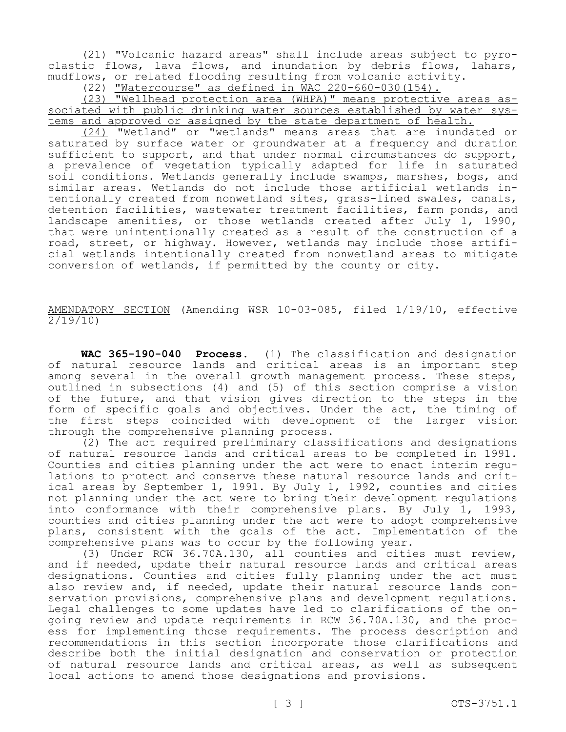(21) "Volcanic hazard areas" shall include areas subject to pyroclastic flows, lava flows, and inundation by debris flows, lahars, mudflows, or related flooding resulting from volcanic activity.

(22) "Watercourse" as defined in WAC 220-660-030(154).

(23) "Wellhead protection area (WHPA)" means protective areas associated with public drinking water sources established by water systems and approved or assigned by the state department of health.

(24) "Wetland" or "wetlands" means areas that are inundated or saturated by surface water or groundwater at a frequency and duration sufficient to support, and that under normal circumstances do support, a prevalence of vegetation typically adapted for life in saturated soil conditions. Wetlands generally include swamps, marshes, bogs, and similar areas. Wetlands do not include those artificial wetlands intentionally created from nonwetland sites, grass-lined swales, canals, detention facilities, wastewater treatment facilities, farm ponds, and landscape amenities, or those wetlands created after July 1, 1990, that were unintentionally created as a result of the construction of a road, street, or highway. However, wetlands may include those artificial wetlands intentionally created from nonwetland areas to mitigate conversion of wetlands, if permitted by the county or city.

AMENDATORY SECTION (Amending WSR 10-03-085, filed 1/19/10, effective 2/19/10)

**WAC 365-190-040 Process.** (1) The classification and designation of natural resource lands and critical areas is an important step among several in the overall growth management process. These steps, outlined in subsections (4) and (5) of this section comprise a vision of the future, and that vision gives direction to the steps in the form of specific goals and objectives. Under the act, the timing of the first steps coincided with development of the larger vision through the comprehensive planning process.

(2) The act required preliminary classifications and designations of natural resource lands and critical areas to be completed in 1991. Counties and cities planning under the act were to enact interim regulations to protect and conserve these natural resource lands and critical areas by September 1, 1991. By July 1, 1992, counties and cities not planning under the act were to bring their development regulations into conformance with their comprehensive plans. By July 1, 1993, counties and cities planning under the act were to adopt comprehensive plans, consistent with the goals of the act. Implementation of the comprehensive plans was to occur by the following year.

(3) Under RCW 36.70A.130, all counties and cities must review, and if needed, update their natural resource lands and critical areas designations. Counties and cities fully planning under the act must also review and, if needed, update their natural resource lands conservation provisions, comprehensive plans and development regulations. Legal challenges to some updates have led to clarifications of the ongoing review and update requirements in RCW 36.70A.130, and the process for implementing those requirements. The process description and recommendations in this section incorporate those clarifications and describe both the initial designation and conservation or protection of natural resource lands and critical areas, as well as subsequent local actions to amend those designations and provisions.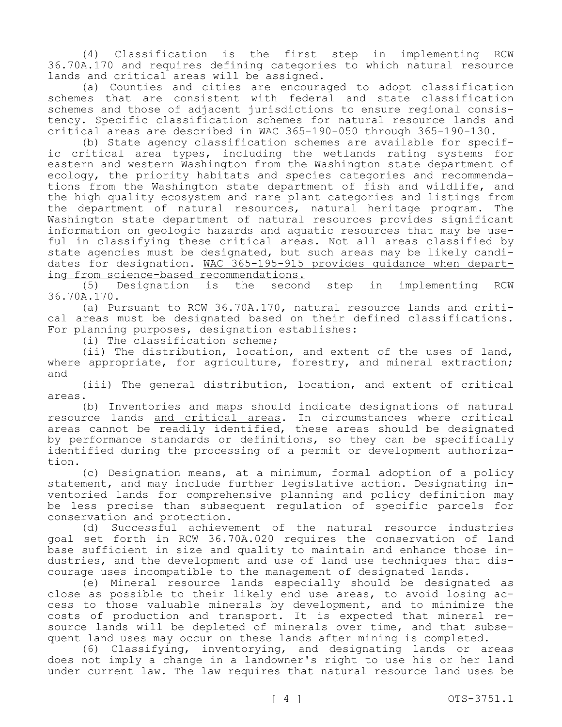(4) Classification is the first step in implementing RCW 36.70A.170 and requires defining categories to which natural resource lands and critical areas will be assigned.

(a) Counties and cities are encouraged to adopt classification schemes that are consistent with federal and state classification schemes and those of adjacent jurisdictions to ensure regional consistency. Specific classification schemes for natural resource lands and critical areas are described in WAC 365-190-050 through 365-190-130.

(b) State agency classification schemes are available for specific critical area types, including the wetlands rating systems for eastern and western Washington from the Washington state department of ecology, the priority habitats and species categories and recommendations from the Washington state department of fish and wildlife, and the high quality ecosystem and rare plant categories and listings from the department of natural resources, natural heritage program. The Washington state department of natural resources provides significant information on geologic hazards and aquatic resources that may be useful in classifying these critical areas. Not all areas classified by state agencies must be designated, but such areas may be likely candidates for designation. <u>WAC 365-195-915 provides guidance when departing from science-based recommendations.</u>

(5) Designation is the second step in implementing RCW 36.70A.170.

(a) Pursuant to RCW 36.70A.170, natural resource lands and critical areas must be designated based on their defined classifications. For planning purposes, designation establishes:

(i) The classification scheme;

(ii) The distribution, location, and extent of the uses of land, where appropriate, for agriculture, forestry, and mineral extraction; and

(iii) The general distribution, location, and extent of critical areas.

(b) Inventories and maps should indicate designations of natural resource lands <u>and critical areas</u>. In circumstances where critical areas cannot be readily identified, these areas should be designated by performance standards or definitions, so they can be specifically identified during the processing of a permit or development authorization.

(c) Designation means, at a minimum, formal adoption of a policy statement, and may include further legislative action. Designating inventoried lands for comprehensive planning and policy definition may be less precise than subsequent regulation of specific parcels for conservation and protection.

(d) Successful achievement of the natural resource industries goal set forth in RCW 36.70A.020 requires the conservation of land base sufficient in size and quality to maintain and enhance those industries, and the development and use of land use techniques that discourage uses incompatible to the management of designated lands.

(e) Mineral resource lands especially should be designated as close as possible to their likely end use areas, to avoid losing access to those valuable minerals by development, and to minimize the costs of production and transport. It is expected that mineral resource lands will be depleted of minerals over time, and that subsequent land uses may occur on these lands after mining is completed.

(6) Classifying, inventorying, and designating lands or areas does not imply a change in a landowner's right to use his or her land under current law. The law requires that natural resource land uses be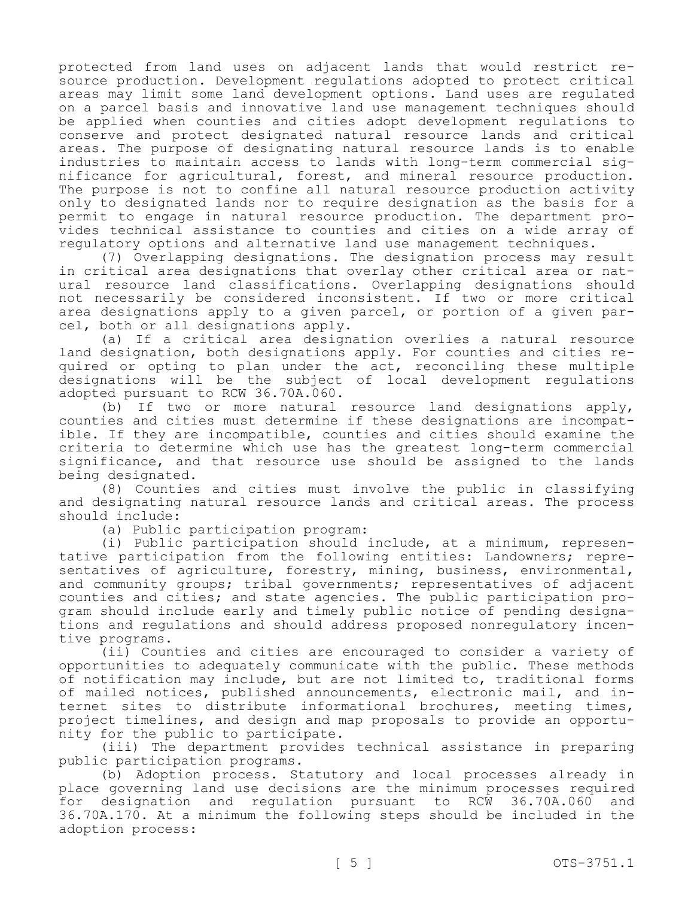protected from land uses on adjacent lands that would restrict resource production. Development regulations adopted to protect critical areas may limit some land development options. Land uses are regulated on a parcel basis and innovative land use management techniques should be applied when counties and cities adopt development regulations to conserve and protect designated natural resource lands and critical areas. The purpose of designating natural resource lands is to enable industries to maintain access to lands with long-term commercial significance for agricultural, forest, and mineral resource production. The purpose is not to confine all natural resource production activity only to designated lands nor to require designation as the basis for a permit to engage in natural resource production. The department provides technical assistance to counties and cities on a wide array of regulatory options and alternative land use management techniques.

(7) Overlapping designations. The designation process may result in critical area designations that overlay other critical area or natural resource land classifications. Overlapping designations should not necessarily be considered inconsistent. If two or more critical area designations apply to a given parcel, or portion of a given parcel, both or all designations apply.

(a) If a critical area designation overlies a natural resource land designation, both designations apply. For counties and cities required or opting to plan under the act, reconciling these multiple designations will be the subject of local development regulations adopted pursuant to RCW 36.70A.060.

(b) If two or more natural resource land designations apply, counties and cities must determine if these designations are incompatible. If they are incompatible, counties and cities should examine the criteria to determine which use has the greatest long-term commercial significance, and that resource use should be assigned to the lands being designated.

(8) Counties and cities must involve the public in classifying and designating natural resource lands and critical areas. The process should include:

(a) Public participation program:

(i) Public participation should include, at a minimum, representative participation from the following entities: Landowners; representatives of agriculture, forestry, mining, business, environmental, and community groups; tribal governments; representatives of adjacent counties and cities; and state agencies. The public participation program should include early and timely public notice of pending designations and regulations and should address proposed nonregulatory incentive programs.

(ii) Counties and cities are encouraged to consider a variety of opportunities to adequately communicate with the public. These methods of notification may include, but are not limited to, traditional forms of mailed notices, published announcements, electronic mail, and internet sites to distribute informational brochures, meeting times, project timelines, and design and map proposals to provide an opportunity for the public to participate.

(iii) The department provides technical assistance in preparing public participation programs.

(b) Adoption process. Statutory and local processes already in place governing land use decisions are the minimum processes required for designation and regulation pursuant to RCW 36.70A.060 and 36.70A.170. At a minimum the following steps should be included in the adoption process: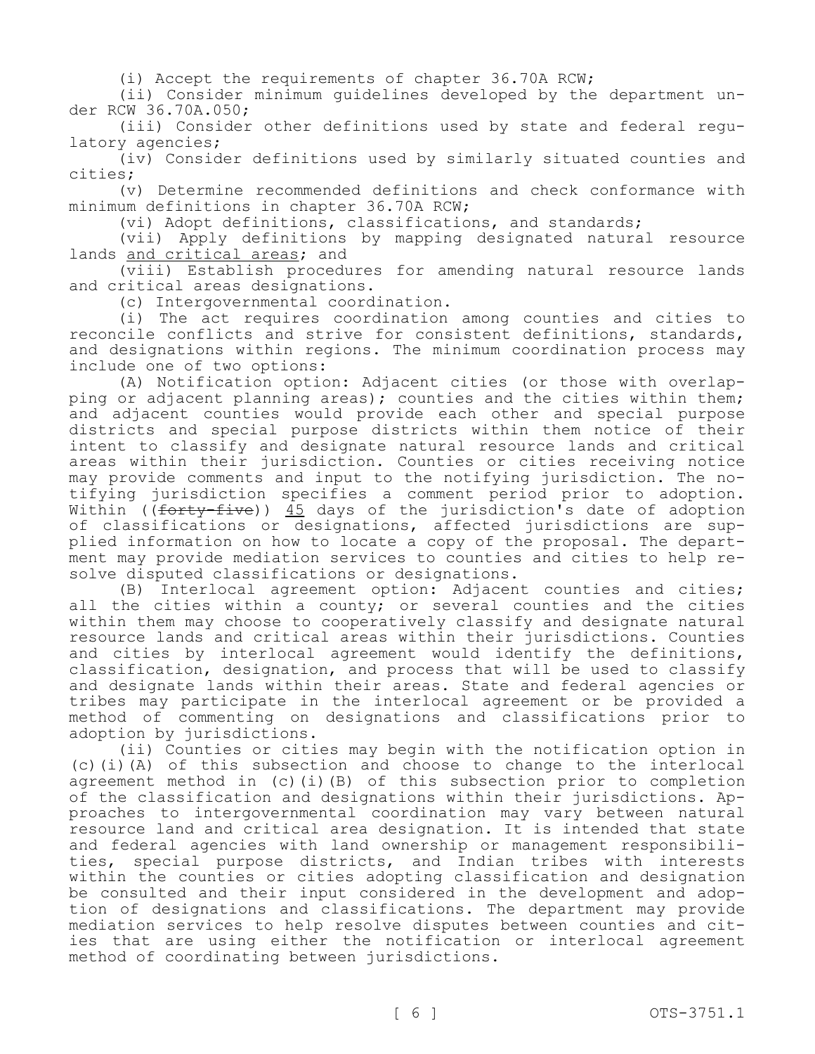(i) Accept the requirements of chapter 36.70A RCW;

(ii) Consider minimum guidelines developed by the department under RCW 36.70A.050;

(iii) Consider other definitions used by state and federal regulatory agencies;

(iv) Consider definitions used by similarly situated counties and cities;

(v) Determine recommended definitions and check conformance with minimum definitions in chapter 36.70A RCW;

(vi) Adopt definitions, classifications, and standards;

(vii) Apply definitions by mapping designated natural resource lands and critical areas; and

(viii) Establish procedures for amending natural resource lands and critical areas designations.

(c) Intergovernmental coordination.

(i) The act requires coordination among counties and cities to reconcile conflicts and strive for consistent definitions, standards, and designations within regions. The minimum coordination process may include one of two options:

(A) Notification option: Adjacent cities (or those with overlapping or adjacent planning areas); counties and the cities within them; and adjacent counties would provide each other and special purpose districts and special purpose districts within them notice of their intent to classify and designate natural resource lands and critical areas within their jurisdiction. Counties or cities receiving notice may provide comments and input to the notifying jurisdiction. The notifying jurisdiction specifies a comment period prior to adoption. Within ((~~forty-five~~)) 45 days of the jurisdiction's date of adoption of classifications or designations, affected jurisdictions are supplied information on how to locate a copy of the proposal. The department may provide mediation services to counties and cities to help resolve disputed classifications or designations.

(B) Interlocal agreement option: Adjacent counties and cities; all the cities within a county; or several counties and the cities within them may choose to cooperatively classify and designate natural resource lands and critical areas within their jurisdictions. Counties and cities by interlocal agreement would identify the definitions, classification, designation, and process that will be used to classify and designate lands within their areas. State and federal agencies or tribes may participate in the interlocal agreement or be provided a method of commenting on designations and classifications prior to adoption by jurisdictions.

(ii) Counties or cities may begin with the notification option in (c)(i)(A) of this subsection and choose to change to the interlocal agreement method in (c)(i)(B) of this subsection prior to completion of the classification and designations within their jurisdictions. Approaches to intergovernmental coordination may vary between natural resource land and critical area designation. It is intended that state and federal agencies with land ownership or management responsibilities, special purpose districts, and Indian tribes with interests within the counties or cities adopting classification and designation be consulted and their input considered in the development and adoption of designations and classifications. The department may provide mediation services to help resolve disputes between counties and cities that are using either the notification or interlocal agreement method of coordinating between jurisdictions.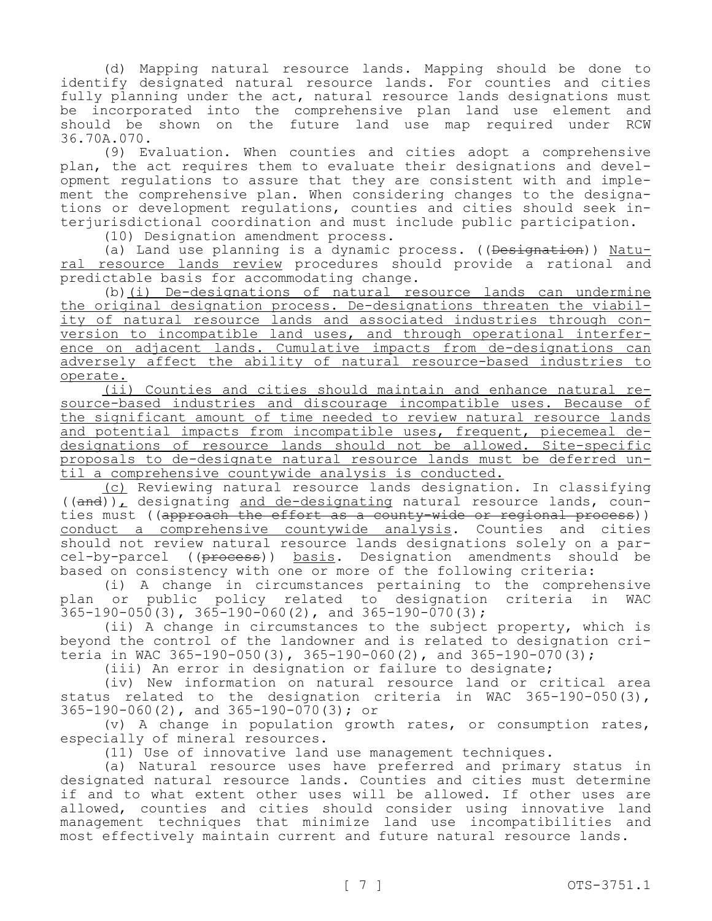(d) Mapping natural resource lands. Mapping should be done to identify designated natural resource lands. For counties and cities fully planning under the act, natural resource lands designations must be incorporated into the comprehensive plan land use element and should be shown on the future land use map required under RCW 36.70A.070.

(9) Evaluation. When counties and cities adopt a comprehensive plan, the act requires them to evaluate their designations and development regulations to assure that they are consistent with and implement the comprehensive plan. When considering changes to the designations or development regulations, counties and cities should seek interjurisdictional coordination and must include public participation.

(10) Designation amendment process.

(a) Land use planning is a dynamic process. ((~~Designation~~)) Natural resource lands review procedures should provide a rational and predictable basis for accommodating change.

(b)(i) De-designations of natural resource lands can undermine the original designation process. De-designations threaten the viability of natural resource lands and associated industries through conversion to incompatible land uses, and through operational interference on adjacent lands. Cumulative impacts from de-designations can adversely affect the ability of natural resource-based industries to operate.

(ii) Counties and cities should maintain and enhance natural resource-based industries and discourage incompatible uses. Because of the significant amount of time needed to review natural resource lands and potential impacts from incompatible uses, frequent, piecemeal de-designations of resource lands should not be allowed. Site-specific proposals to de-designate natural resource lands must be deferred until a comprehensive countywide analysis is conducted.

(c) Reviewing natural resource lands designation. In classifying ((~~and~~)), designating and de-designating natural resource lands, counties must ((~~approach the effort as a county-wide or regional process~~)) conduct a comprehensive countywide analysis. Counties and cities should not review natural resource lands designations solely on a parcel-by-parcel ((~~process~~)) basis. Designation amendments should be based on consistency with one or more of the following criteria:

(i) A change in circumstances pertaining to the comprehensive plan or public policy related to designation criteria in WAC 365-190-050(3), 365-190-060(2), and 365-190-070(3);

(ii) A change in circumstances to the subject property, which is beyond the control of the landowner and is related to designation criteria in WAC 365-190-050(3), 365-190-060(2), and 365-190-070(3);

(iii) An error in designation or failure to designate;

(iv) New information on natural resource land or critical area status related to the designation criteria in WAC 365-190-050(3), 365-190-060(2), and 365-190-070(3); or

(v) A change in population growth rates, or consumption rates, especially of mineral resources.

(11) Use of innovative land use management techniques.

(a) Natural resource uses have preferred and primary status in designated natural resource lands. Counties and cities must determine if and to what extent other uses will be allowed. If other uses are allowed, counties and cities should consider using innovative land management techniques that minimize land use incompatibilities and most effectively maintain current and future natural resource lands.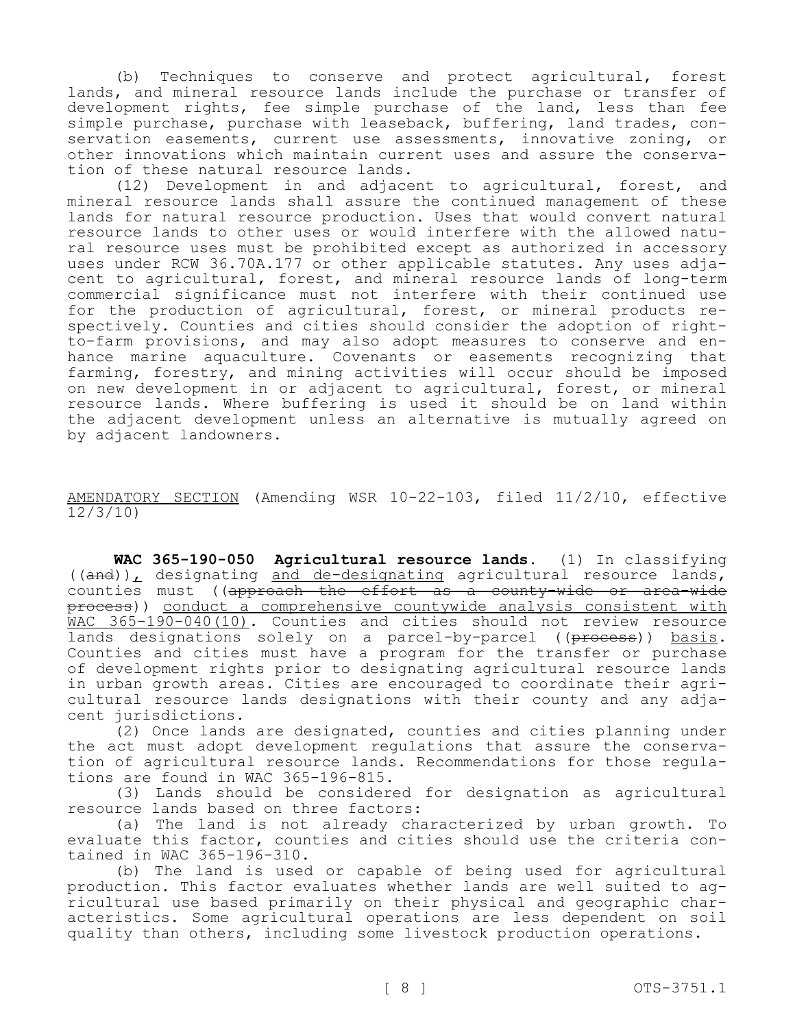(b) Techniques to conserve and protect agricultural, forest lands, and mineral resource lands include the purchase or transfer of development rights, fee simple purchase of the land, less than fee simple purchase, purchase with leaseback, buffering, land trades, conservation easements, current use assessments, innovative zoning, or other innovations which maintain current uses and assure the conservation of these natural resource lands.

(12) Development in and adjacent to agricultural, forest, and mineral resource lands shall assure the continued management of these lands for natural resource production. Uses that would convert natural resource lands to other uses or would interfere with the allowed natural resource uses must be prohibited except as authorized in accessory uses under RCW 36.70A.177 or other applicable statutes. Any uses adjacent to agricultural, forest, and mineral resource lands of long-term commercial significance must not interfere with their continued use for the production of agricultural, forest, or mineral products respectively. Counties and cities should consider the adoption of right-to-farm provisions, and may also adopt measures to conserve and enhance marine aquaculture. Covenants or easements recognizing that farming, forestry, and mining activities will occur should be imposed on new development in or adjacent to agricultural, forest, or mineral resource lands. Where buffering is used it should be on land within the adjacent development unless an alternative is mutually agreed on by adjacent landowners.

AMENDATORY SECTION (Amending WSR 10-22-103, filed 11/2/10, effective 12/3/10)

**WAC 365-190-050 Agricultural resource lands.** (1) In classifying ((~~and~~)), designating and de-designating agricultural resource lands, counties must ((~~approach the effort as a county-wide or area-wide process~~)) conduct a comprehensive countywide analysis consistent with WAC 365-190-040(10). Counties and cities should not review resource lands designations solely on a parcel-by-parcel ((~~process~~)) basis. Counties and cities must have a program for the transfer or purchase of development rights prior to designating agricultural resource lands in urban growth areas. Cities are encouraged to coordinate their agricultural resource lands designations with their county and any adjacent jurisdictions.

(2) Once lands are designated, counties and cities planning under the act must adopt development regulations that assure the conservation of agricultural resource lands. Recommendations for those regulations are found in WAC 365-196-815.

(3) Lands should be considered for designation as agricultural resource lands based on three factors:

(a) The land is not already characterized by urban growth. To evaluate this factor, counties and cities should use the criteria contained in WAC 365-196-310.

(b) The land is used or capable of being used for agricultural production. This factor evaluates whether lands are well suited to agricultural use based primarily on their physical and geographic characteristics. Some agricultural operations are less dependent on soil quality than others, including some livestock production operations.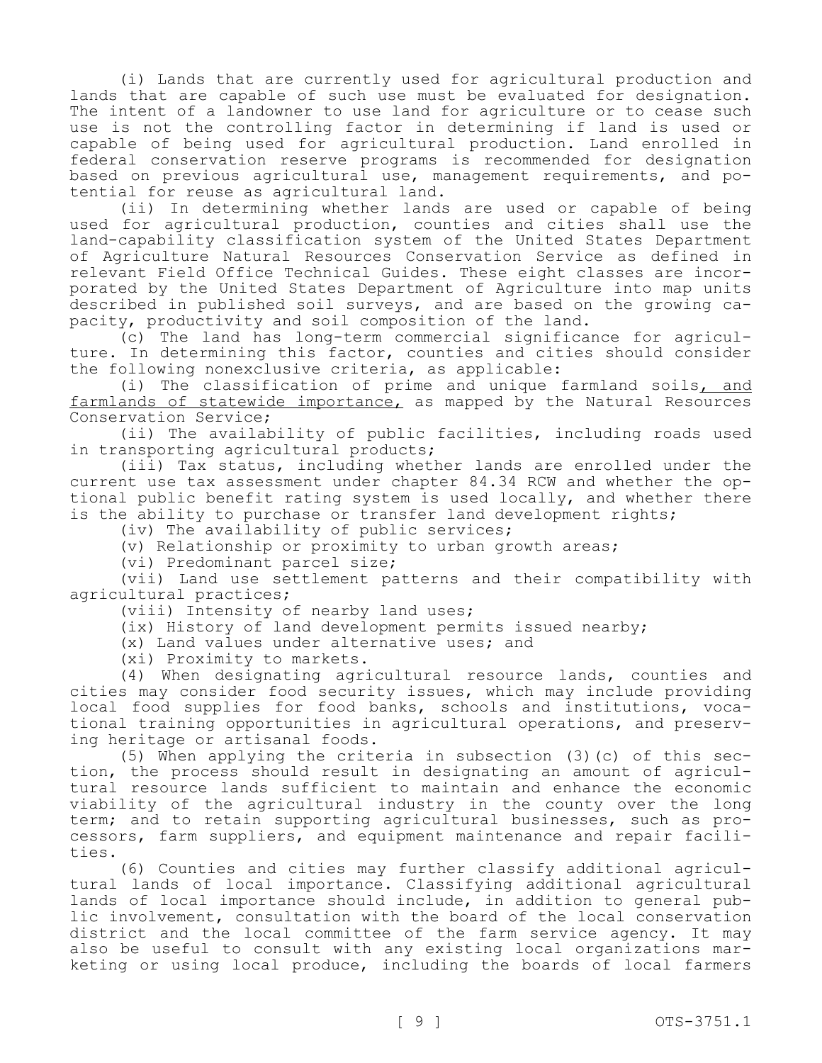(i) Lands that are currently used for agricultural production and lands that are capable of such use must be evaluated for designation. The intent of a landowner to use land for agriculture or to cease such use is not the controlling factor in determining if land is used or capable of being used for agricultural production. Land enrolled in federal conservation reserve programs is recommended for designation based on previous agricultural use, management requirements, and potential for reuse as agricultural land.

(ii) In determining whether lands are used or capable of being used for agricultural production, counties and cities shall use the land-capability classification system of the United States Department of Agriculture Natural Resources Conservation Service as defined in relevant Field Office Technical Guides. These eight classes are incorporated by the United States Department of Agriculture into map units described in published soil surveys, and are based on the growing capacity, productivity and soil composition of the land.

(c) The land has long-term commercial significance for agriculture. In determining this factor, counties and cities should consider the following nonexclusive criteria, as applicable:

(i) The classification of prime and unique farmland soils<u>, and farmlands of statewide importance,</u> as mapped by the Natural Resources Conservation Service;

(ii) The availability of public facilities, including roads used in transporting agricultural products;

(iii) Tax status, including whether lands are enrolled under the current use tax assessment under chapter 84.34 RCW and whether the optional public benefit rating system is used locally, and whether there is the ability to purchase or transfer land development rights;

(iv) The availability of public services;

(v) Relationship or proximity to urban growth areas;

(vi) Predominant parcel size;

(vii) Land use settlement patterns and their compatibility with agricultural practices;

(viii) Intensity of nearby land uses;

(ix) History of land development permits issued nearby;

(x) Land values under alternative uses; and

(xi) Proximity to markets.

(4) When designating agricultural resource lands, counties and cities may consider food security issues, which may include providing local food supplies for food banks, schools and institutions, vocational training opportunities in agricultural operations, and preserving heritage or artisanal foods.

(5) When applying the criteria in subsection (3)(c) of this section, the process should result in designating an amount of agricultural resource lands sufficient to maintain and enhance the economic viability of the agricultural industry in the county over the long term; and to retain supporting agricultural businesses, such as processors, farm suppliers, and equipment maintenance and repair facilities.

(6) Counties and cities may further classify additional agricultural lands of local importance. Classifying additional agricultural lands of local importance should include, in addition to general public involvement, consultation with the board of the local conservation district and the local committee of the farm service agency. It may also be useful to consult with any existing local organizations marketing or using local produce, including the boards of local farmers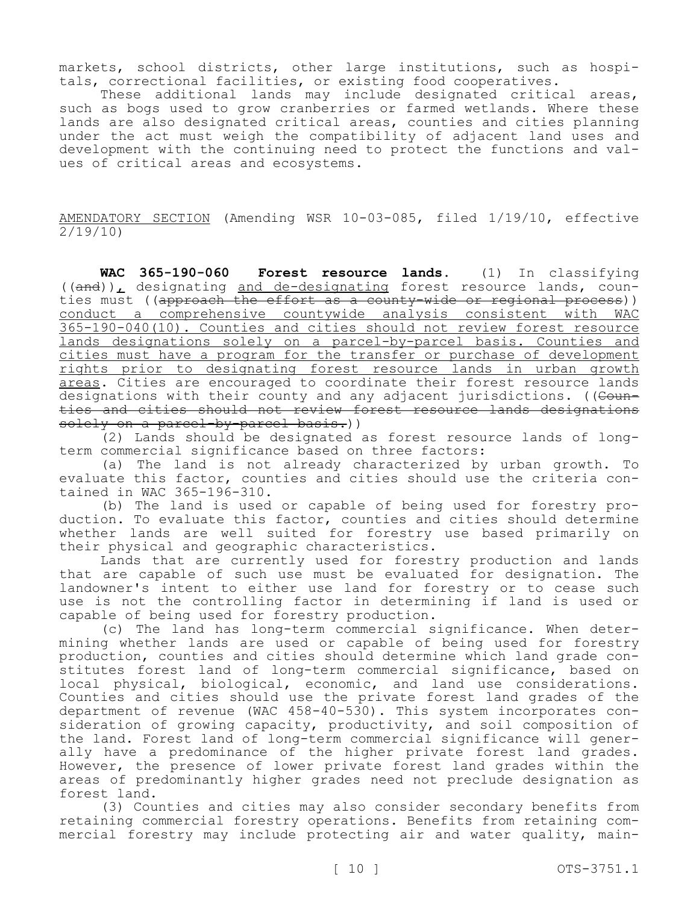markets, school districts, other large institutions, such as hospitals, correctional facilities, or existing food cooperatives.

These additional lands may include designated critical areas, such as bogs used to grow cranberries or farmed wetlands. Where these lands are also designated critical areas, counties and cities planning under the act must weigh the compatibility of adjacent land uses and development with the continuing need to protect the functions and values of critical areas and ecosystems.

AMENDATORY SECTION (Amending WSR 10-03-085, filed 1/19/10, effective 2/19/10)

**WAC 365-190-060 Forest resource lands.** (1) In classifying ((~~and~~)), designating and de-designating forest resource lands, counties must ((~~approach the effort as a county-wide or regional process~~)) conduct a comprehensive countywide analysis consistent with WAC 365-190-040(10). Counties and cities should not review forest resource lands designations solely on a parcel-by-parcel basis. Counties and cities must have a program for the transfer or purchase of development rights prior to designating forest resource lands in urban growth areas. Cities are encouraged to coordinate their forest resource lands designations with their county and any adjacent jurisdictions. ((~~Counties and cities should not review forest resource lands designations solely on a parcel-by-parcel basis.~~))

(2) Lands should be designated as forest resource lands of long-term commercial significance based on three factors:

(a) The land is not already characterized by urban growth. To evaluate this factor, counties and cities should use the criteria contained in WAC 365-196-310.

(b) The land is used or capable of being used for forestry production. To evaluate this factor, counties and cities should determine whether lands are well suited for forestry use based primarily on their physical and geographic characteristics.

Lands that are currently used for forestry production and lands that are capable of such use must be evaluated for designation. The landowner's intent to either use land for forestry or to cease such use is not the controlling factor in determining if land is used or capable of being used for forestry production.

(c) The land has long-term commercial significance. When determining whether lands are used or capable of being used for forestry production, counties and cities should determine which land grade constitutes forest land of long-term commercial significance, based on local physical, biological, economic, and land use considerations. Counties and cities should use the private forest land grades of the department of revenue (WAC 458-40-530). This system incorporates consideration of growing capacity, productivity, and soil composition of the land. Forest land of long-term commercial significance will generally have a predominance of the higher private forest land grades. However, the presence of lower private forest land grades within the areas of predominantly higher grades need not preclude designation as forest land.

(3) Counties and cities may also consider secondary benefits from retaining commercial forestry operations. Benefits from retaining commercial forestry may include protecting air and water quality, main-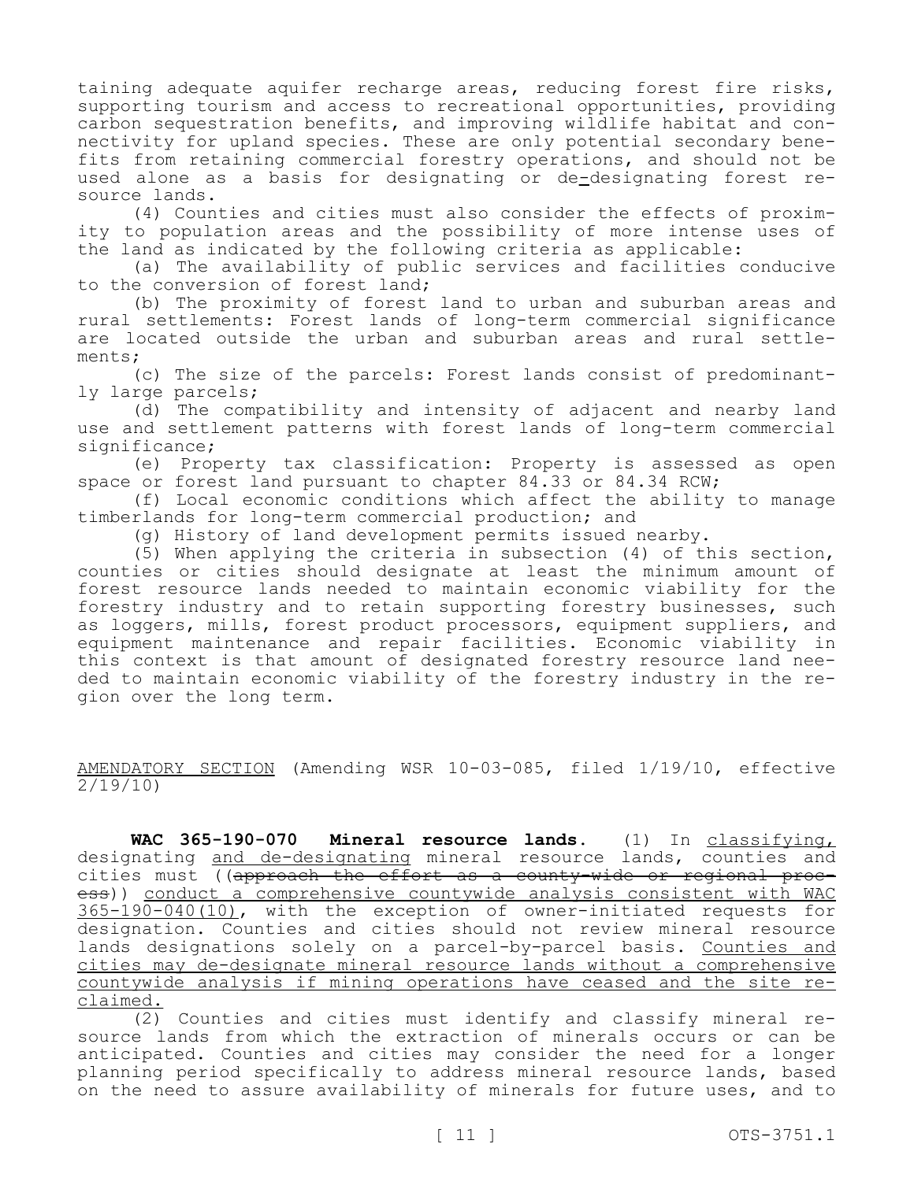taining adequate aquifer recharge areas, reducing forest fire risks, supporting tourism and access to recreational opportunities, providing carbon sequestration benefits, and improving wildlife habitat and connectivity for upland species. These are only potential secondary benefits from retaining commercial forestry operations, and should not be used alone as a basis for designating or de-designating forest resource lands.

(4) Counties and cities must also consider the effects of proximity to population areas and the possibility of more intense uses of the land as indicated by the following criteria as applicable:

(a) The availability of public services and facilities conducive to the conversion of forest land;

(b) The proximity of forest land to urban and suburban areas and rural settlements: Forest lands of long-term commercial significance are located outside the urban and suburban areas and rural settlements;

(c) The size of the parcels: Forest lands consist of predominantly large parcels;

(d) The compatibility and intensity of adjacent and nearby land use and settlement patterns with forest lands of long-term commercial significance;

(e) Property tax classification: Property is assessed as open space or forest land pursuant to chapter 84.33 or 84.34 RCW;

(f) Local economic conditions which affect the ability to manage timberlands for long-term commercial production; and

(g) History of land development permits issued nearby.

(5) When applying the criteria in subsection (4) of this section, counties or cities should designate at least the minimum amount of forest resource lands needed to maintain economic viability for the forestry industry and to retain supporting forestry businesses, such as loggers, mills, forest product processors, equipment suppliers, and equipment maintenance and repair facilities. Economic viability in this context is that amount of designated forestry resource land needed to maintain economic viability of the forestry industry in the region over the long term.

<u>AMENDATORY SECTION</u> (Amending WSR 10-03-085, filed 1/19/10, effective 2/19/10)

**WAC 365-190-070 Mineral resource lands.** (1) In <u>classifying,</u> designating <u>and de-designating</u> mineral resource lands, counties and cities must ((~~approach the effort as a county-wide or regional process~~)) <u>conduct a comprehensive countywide analysis consistent with WAC 365-190-040(10)</u>, with the exception of owner-initiated requests for designation. Counties and cities should not review mineral resource lands designations solely on a parcel-by-parcel basis. <u>Counties and cities may de-designate mineral resource lands without a comprehensive countywide analysis if mining operations have ceased and the site reclaimed.</u>

(2) Counties and cities must identify and classify mineral resource lands from which the extraction of minerals occurs or can be anticipated. Counties and cities may consider the need for a longer planning period specifically to address mineral resource lands, based on the need to assure availability of minerals for future uses, and to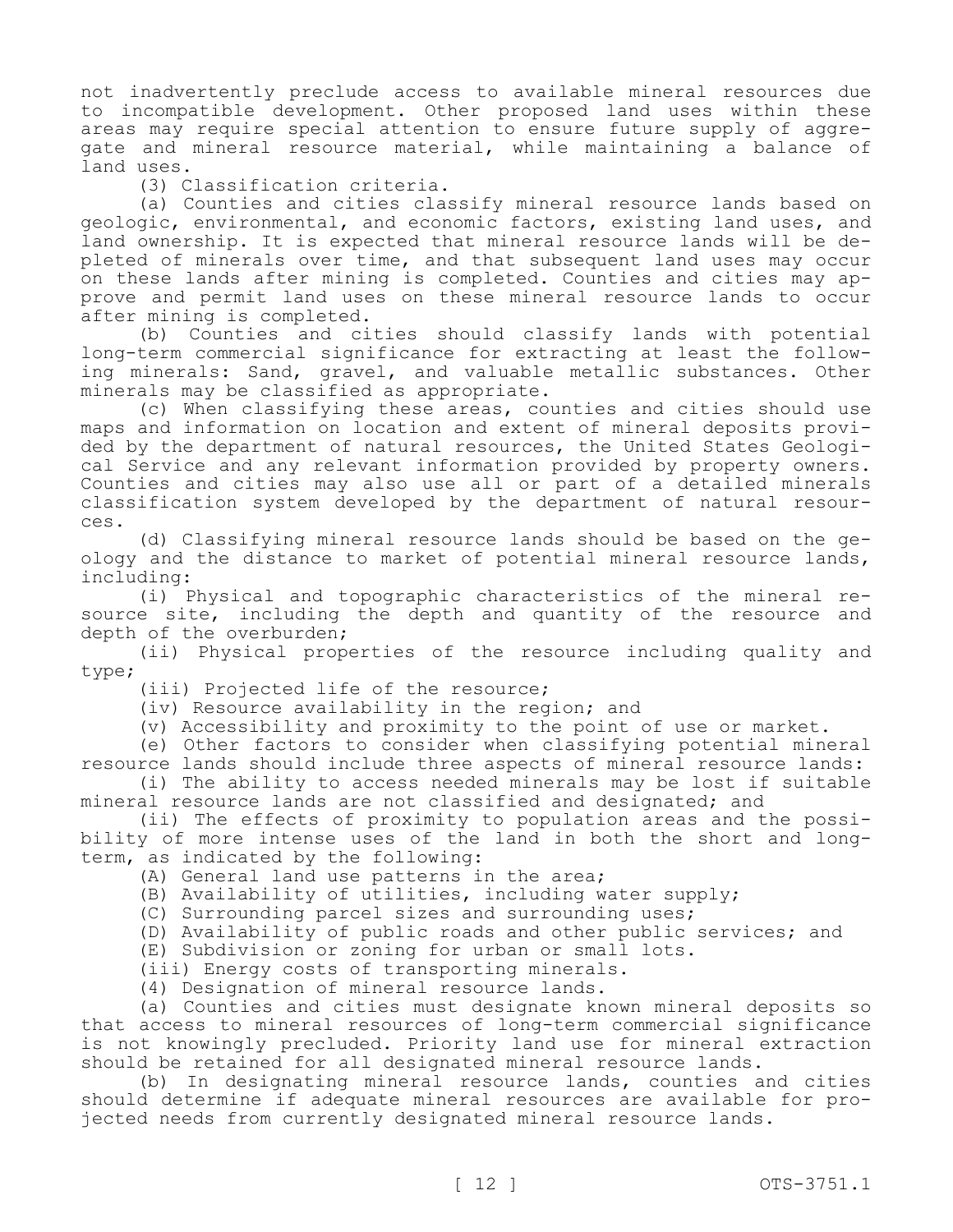not inadvertently preclude access to available mineral resources due to incompatible development. Other proposed land uses within these areas may require special attention to ensure future supply of aggregate and mineral resource material, while maintaining a balance of land uses.

(3) Classification criteria.

(a) Counties and cities classify mineral resource lands based on geologic, environmental, and economic factors, existing land uses, and land ownership. It is expected that mineral resource lands will be depleted of minerals over time, and that subsequent land uses may occur on these lands after mining is completed. Counties and cities may approve and permit land uses on these mineral resource lands to occur after mining is completed.

(b) Counties and cities should classify lands with potential long-term commercial significance for extracting at least the following minerals: Sand, gravel, and valuable metallic substances. Other minerals may be classified as appropriate.

(c) When classifying these areas, counties and cities should use maps and information on location and extent of mineral deposits provided by the department of natural resources, the United States Geological Service and any relevant information provided by property owners. Counties and cities may also use all or part of a detailed minerals classification system developed by the department of natural resources.

(d) Classifying mineral resource lands should be based on the geology and the distance to market of potential mineral resource lands, including:

(i) Physical and topographic characteristics of the mineral resource site, including the depth and quantity of the resource and depth of the overburden;

(ii) Physical properties of the resource including quality and type;

(iii) Projected life of the resource;

(iv) Resource availability in the region; and

(v) Accessibility and proximity to the point of use or market.

(e) Other factors to consider when classifying potential mineral resource lands should include three aspects of mineral resource lands:

(i) The ability to access needed minerals may be lost if suitable mineral resource lands are not classified and designated; and

(ii) The effects of proximity to population areas and the possibility of more intense uses of the land in both the short and long-term, as indicated by the following:

(A) General land use patterns in the area;

(B) Availability of utilities, including water supply;

(C) Surrounding parcel sizes and surrounding uses;

(D) Availability of public roads and other public services; and

(E) Subdivision or zoning for urban or small lots.

(iii) Energy costs of transporting minerals.

(4) Designation of mineral resource lands.

(a) Counties and cities must designate known mineral deposits so that access to mineral resources of long-term commercial significance is not knowingly precluded. Priority land use for mineral extraction should be retained for all designated mineral resource lands.

(b) In designating mineral resource lands, counties and cities should determine if adequate mineral resources are available for projected needs from currently designated mineral resource lands.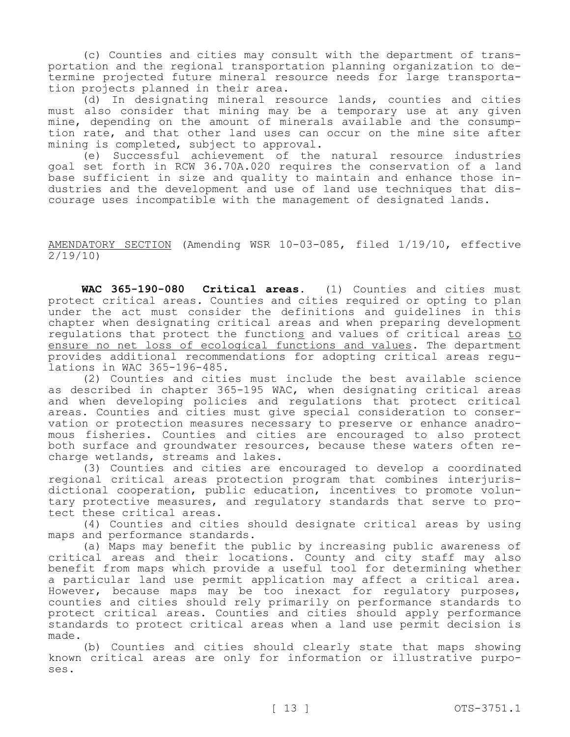(c) Counties and cities may consult with the department of transportation and the regional transportation planning organization to determine projected future mineral resource needs for large transportation projects planned in their area.

(d) In designating mineral resource lands, counties and cities must also consider that mining may be a temporary use at any given mine, depending on the amount of minerals available and the consumption rate, and that other land uses can occur on the mine site after mining is completed, subject to approval.

(e) Successful achievement of the natural resource industries goal set forth in RCW 36.70A.020 requires the conservation of a land base sufficient in size and quality to maintain and enhance those industries and the development and use of land use techniques that discourage uses incompatible with the management of designated lands.

AMENDATORY SECTION (Amending WSR 10-03-085, filed 1/19/10, effective 2/19/10)

**WAC 365-190-080 Critical areas.** (1) Counties and cities must protect critical areas. Counties and cities required or opting to plan under the act must consider the definitions and guidelines in this chapter when designating critical areas and when preparing development regulations that protect the functions and values of critical areas to ensure no net loss of ecological functions and values. The department provides additional recommendations for adopting critical areas regulations in WAC 365-196-485.

(2) Counties and cities must include the best available science as described in chapter 365-195 WAC, when designating critical areas and when developing policies and regulations that protect critical areas. Counties and cities must give special consideration to conservation or protection measures necessary to preserve or enhance anadromous fisheries. Counties and cities are encouraged to also protect both surface and groundwater resources, because these waters often recharge wetlands, streams and lakes.

(3) Counties and cities are encouraged to develop a coordinated regional critical areas protection program that combines interjurisdictional cooperation, public education, incentives to promote voluntary protective measures, and regulatory standards that serve to protect these critical areas.

(4) Counties and cities should designate critical areas by using maps and performance standards.

(a) Maps may benefit the public by increasing public awareness of critical areas and their locations. County and city staff may also benefit from maps which provide a useful tool for determining whether a particular land use permit application may affect a critical area. However, because maps may be too inexact for regulatory purposes, counties and cities should rely primarily on performance standards to protect critical areas. Counties and cities should apply performance standards to protect critical areas when a land use permit decision is made.

(b) Counties and cities should clearly state that maps showing known critical areas are only for information or illustrative purposes.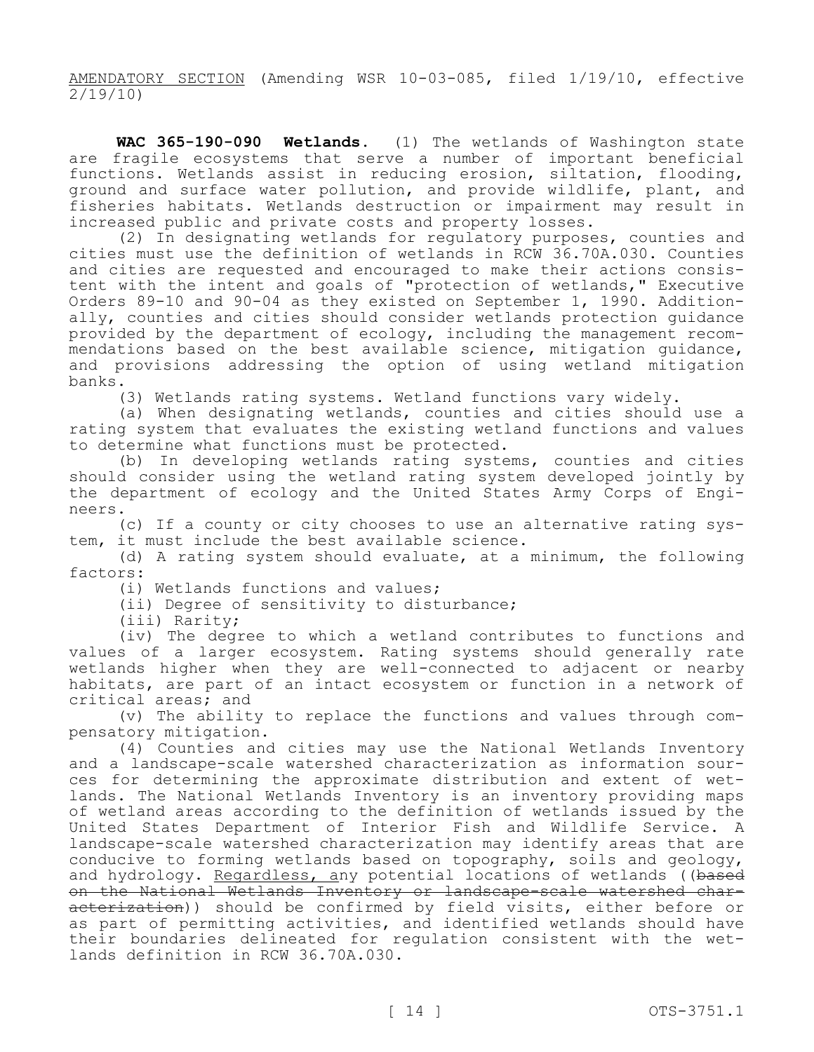AMENDATORY SECTION (Amending WSR 10-03-085, filed 1/19/10, effective 2/19/10)

**WAC 365-190-090 Wetlands.** (1) The wetlands of Washington state are fragile ecosystems that serve a number of important beneficial functions. Wetlands assist in reducing erosion, siltation, flooding, ground and surface water pollution, and provide wildlife, plant, and fisheries habitats. Wetlands destruction or impairment may result in increased public and private costs and property losses.

(2) In designating wetlands for regulatory purposes, counties and cities must use the definition of wetlands in RCW 36.70A.030. Counties and cities are requested and encouraged to make their actions consistent with the intent and goals of "protection of wetlands," Executive Orders 89-10 and 90-04 as they existed on September 1, 1990. Additionally, counties and cities should consider wetlands protection guidance provided by the department of ecology, including the management recommendations based on the best available science, mitigation guidance, and provisions addressing the option of using wetland mitigation banks.

(3) Wetlands rating systems. Wetland functions vary widely.

(a) When designating wetlands, counties and cities should use a rating system that evaluates the existing wetland functions and values to determine what functions must be protected.

(b) In developing wetlands rating systems, counties and cities should consider using the wetland rating system developed jointly by the department of ecology and the United States Army Corps of Engineers.

(c) If a county or city chooses to use an alternative rating system, it must include the best available science.

(d) A rating system should evaluate, at a minimum, the following factors:

(i) Wetlands functions and values;

(ii) Degree of sensitivity to disturbance;

(iii) Rarity;

(iv) The degree to which a wetland contributes to functions and values of a larger ecosystem. Rating systems should generally rate wetlands higher when they are well-connected to adjacent or nearby habitats, are part of an intact ecosystem or function in a network of critical areas; and

(v) The ability to replace the functions and values through compensatory mitigation.

(4) Counties and cities may use the National Wetlands Inventory and a landscape-scale watershed characterization as information sources for determining the approximate distribution and extent of wetlands. The National Wetlands Inventory is an inventory providing maps of wetland areas according to the definition of wetlands issued by the United States Department of Interior Fish and Wildlife Service. A landscape-scale watershed characterization may identify areas that are conducive to forming wetlands based on topography, soils and geology, and hydrology. Regardless, any potential locations of wetlands ((~~based on the National Wetlands Inventory or landscape-scale watershed characterization~~)) should be confirmed by field visits, either before or as part of permitting activities, and identified wetlands should have their boundaries delineated for regulation consistent with the wetlands definition in RCW 36.70A.030.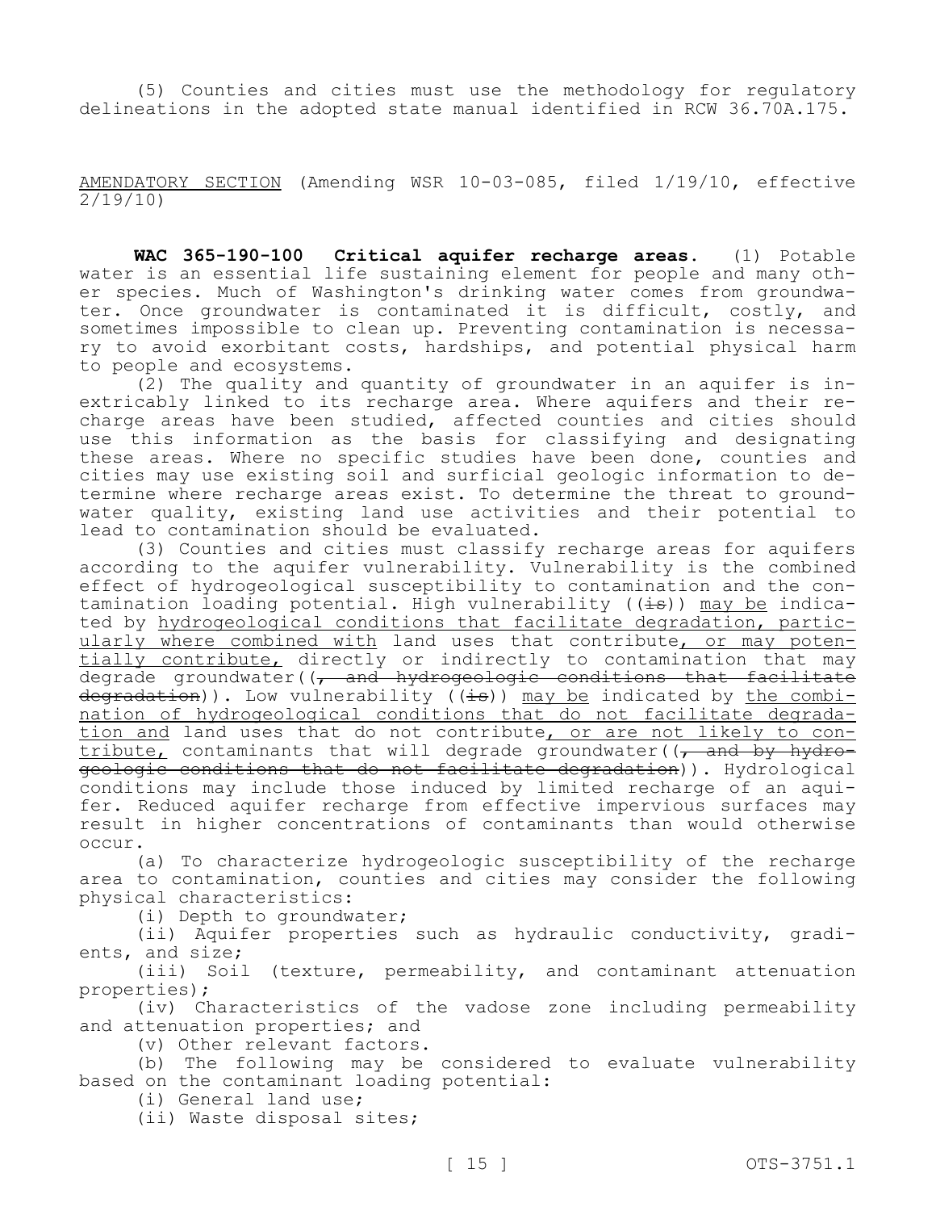(5) Counties and cities must use the methodology for regulatory delineations in the adopted state manual identified in RCW 36.70A.175.

AMENDATORY SECTION (Amending WSR 10-03-085, filed 1/19/10, effective 2/19/10)

**WAC 365-190-100 Critical aquifer recharge areas.** (1) Potable water is an essential life sustaining element for people and many other species. Much of Washington's drinking water comes from groundwater. Once groundwater is contaminated it is difficult, costly, and sometimes impossible to clean up. Preventing contamination is necessary to avoid exorbitant costs, hardships, and potential physical harm to people and ecosystems.

(2) The quality and quantity of groundwater in an aquifer is inextricably linked to its recharge area. Where aquifers and their recharge areas have been studied, affected counties and cities should use this information as the basis for classifying and designating these areas. Where no specific studies have been done, counties and cities may use existing soil and surficial geologic information to determine where recharge areas exist. To determine the threat to groundwater quality, existing land use activities and their potential to lead to contamination should be evaluated.

(3) Counties and cities must classify recharge areas for aquifers according to the aquifer vulnerability. Vulnerability is the combined effect of hydrogeological susceptibility to contamination and the contamination loading potential. High vulnerability ((~~is~~)) may be indicated by hydrogeological conditions that facilitate degradation, particularly where combined with land uses that contribute, or may potentially contribute, directly or indirectly to contamination that may degrade groundwater((~~, and hydrogeologic conditions that facilitate degradation~~)). Low vulnerability ((~~is~~)) may be indicated by the combination of hydrogeological conditions that do not facilitate degradation and land uses that do not contribute, or are not likely to contribute, contaminants that will degrade groundwater((~~, and by hydrogeologic conditions that do not facilitate degradation~~)). Hydrological conditions may include those induced by limited recharge of an aquifer. Reduced aquifer recharge from effective impervious surfaces may result in higher concentrations of contaminants than would otherwise occur.

(a) To characterize hydrogeologic susceptibility of the recharge area to contamination, counties and cities may consider the following physical characteristics:

(i) Depth to groundwater;

(ii) Aquifer properties such as hydraulic conductivity, gradients, and size;

(iii) Soil (texture, permeability, and contaminant attenuation properties);

(iv) Characteristics of the vadose zone including permeability and attenuation properties; and

(v) Other relevant factors.

(b) The following may be considered to evaluate vulnerability based on the contaminant loading potential:

(i) General land use;

(ii) Waste disposal sites;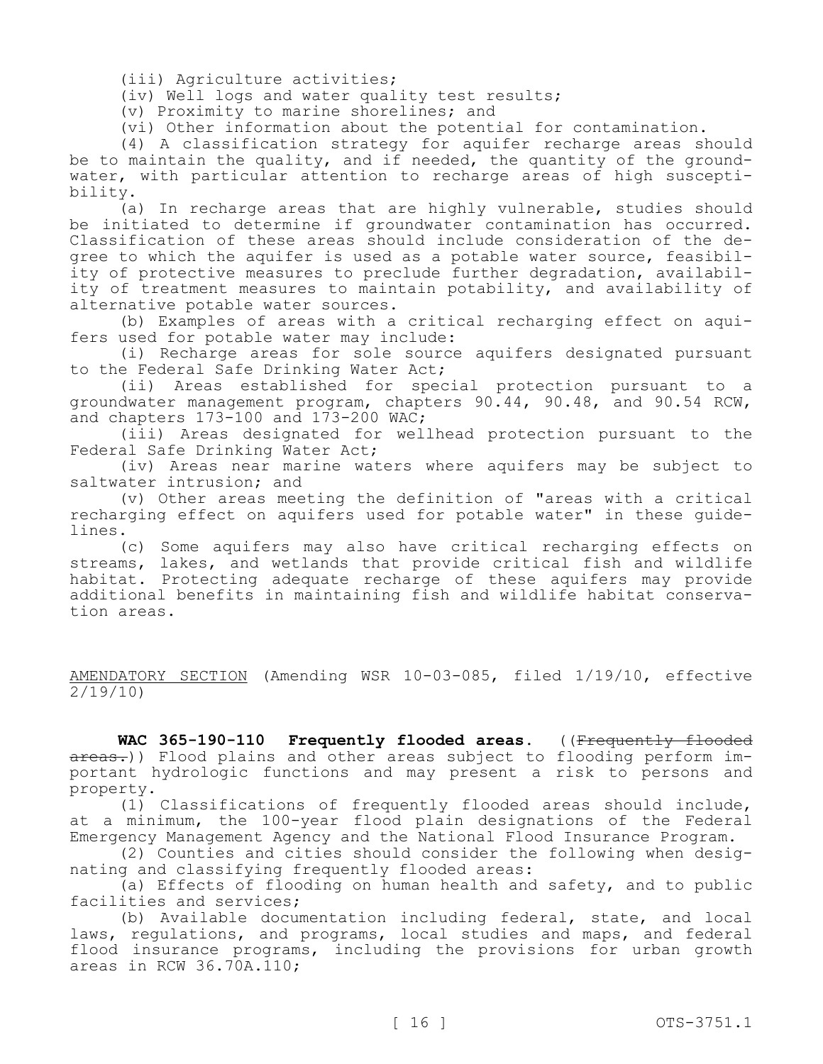(iii) Agriculture activities;

(iv) Well logs and water quality test results;

(v) Proximity to marine shorelines; and

(vi) Other information about the potential for contamination.

(4) A classification strategy for aquifer recharge areas should be to maintain the quality, and if needed, the quantity of the groundwater, with particular attention to recharge areas of high susceptibility.

(a) In recharge areas that are highly vulnerable, studies should be initiated to determine if groundwater contamination has occurred. Classification of these areas should include consideration of the degree to which the aquifer is used as a potable water source, feasibility of protective measures to preclude further degradation, availability of treatment measures to maintain potability, and availability of alternative potable water sources.

(b) Examples of areas with a critical recharging effect on aquifers used for potable water may include:

(i) Recharge areas for sole source aquifers designated pursuant to the Federal Safe Drinking Water Act;

(ii) Areas established for special protection pursuant to a groundwater management program, chapters 90.44, 90.48, and 90.54 RCW, and chapters 173-100 and 173-200 WAC;

(iii) Areas designated for wellhead protection pursuant to the Federal Safe Drinking Water Act;

(iv) Areas near marine waters where aquifers may be subject to saltwater intrusion; and

(v) Other areas meeting the definition of "areas with a critical recharging effect on aquifers used for potable water" in these guidelines.

(c) Some aquifers may also have critical recharging effects on streams, lakes, and wetlands that provide critical fish and wildlife habitat. Protecting adequate recharge of these aquifers may provide additional benefits in maintaining fish and wildlife habitat conservation areas.

<u>AMENDATORY SECTION</u> (Amending WSR 10-03-085, filed 1/19/10, effective 2/19/10)

**WAC 365-190-110 Frequently flooded areas.** ((~~Frequently flooded areas.~~)) Flood plains and other areas subject to flooding perform important hydrologic functions and may present a risk to persons and property.

(1) Classifications of frequently flooded areas should include, at a minimum, the 100-year flood plain designations of the Federal Emergency Management Agency and the National Flood Insurance Program.

(2) Counties and cities should consider the following when designating and classifying frequently flooded areas:

(a) Effects of flooding on human health and safety, and to public facilities and services;

(b) Available documentation including federal, state, and local laws, regulations, and programs, local studies and maps, and federal flood insurance programs, including the provisions for urban growth areas in RCW 36.70A.110;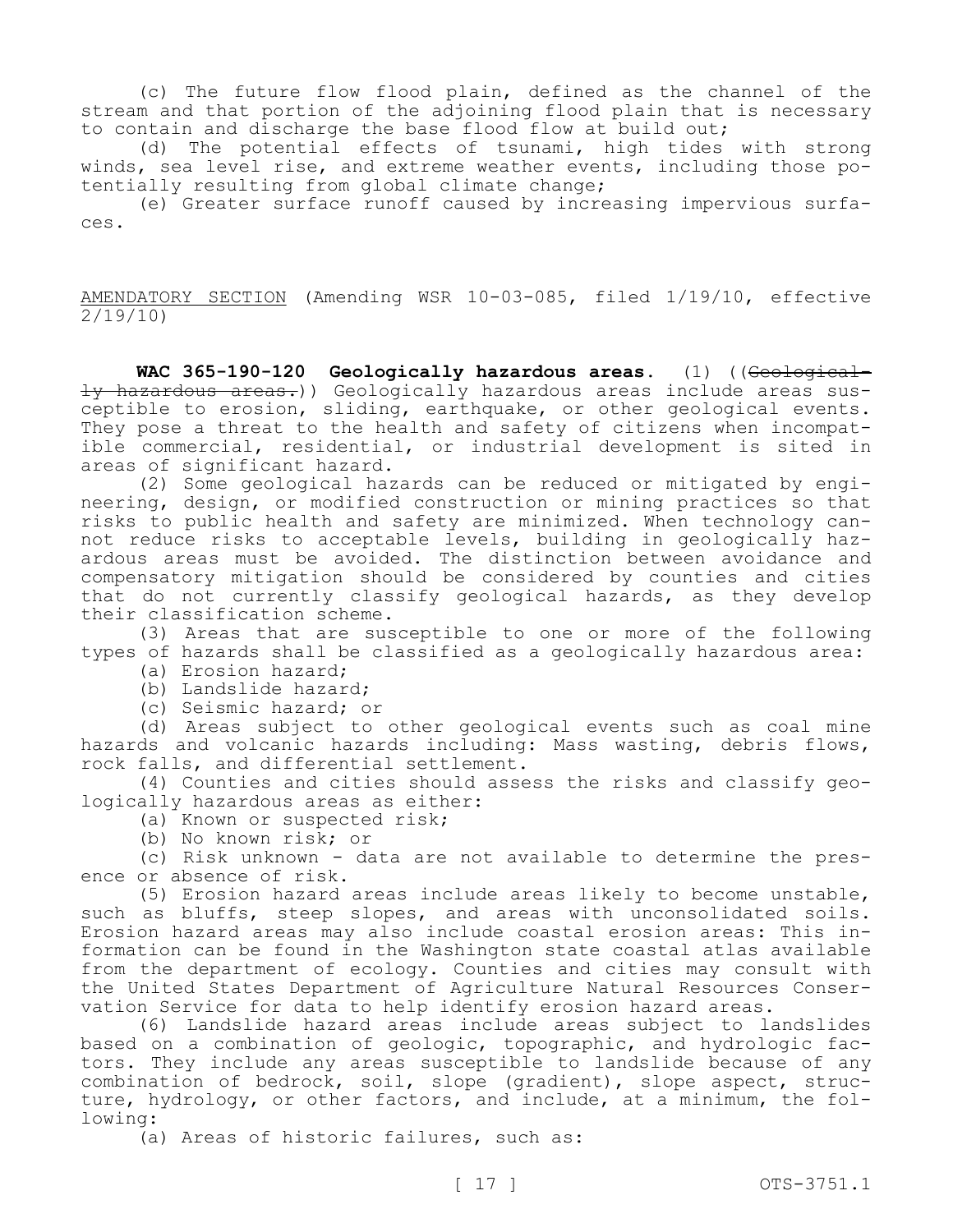(c) The future flow flood plain, defined as the channel of the stream and that portion of the adjoining flood plain that is necessary to contain and discharge the base flood flow at build out;

(d) The potential effects of tsunami, high tides with strong winds, sea level rise, and extreme weather events, including those potentially resulting from global climate change;

(e) Greater surface runoff caused by increasing impervious surfaces.

AMENDATORY SECTION (Amending WSR 10-03-085, filed 1/19/10, effective 2/19/10)

**WAC 365-190-120 Geologically hazardous areas.** (1) ((~~Geologically hazardous areas.~~)) Geologically hazardous areas include areas susceptible to erosion, sliding, earthquake, or other geological events. They pose a threat to the health and safety of citizens when incompatible commercial, residential, or industrial development is sited in areas of significant hazard.

(2) Some geological hazards can be reduced or mitigated by engineering, design, or modified construction or mining practices so that risks to public health and safety are minimized. When technology cannot reduce risks to acceptable levels, building in geologically hazardous areas must be avoided. The distinction between avoidance and compensatory mitigation should be considered by counties and cities that do not currently classify geological hazards, as they develop their classification scheme.

(3) Areas that are susceptible to one or more of the following types of hazards shall be classified as a geologically hazardous area:

(a) Erosion hazard;

(b) Landslide hazard;

(c) Seismic hazard; or

(d) Areas subject to other geological events such as coal mine hazards and volcanic hazards including: Mass wasting, debris flows, rock falls, and differential settlement.

(4) Counties and cities should assess the risks and classify geologically hazardous areas as either:

(a) Known or suspected risk;

(b) No known risk; or

(c) Risk unknown - data are not available to determine the presence or absence of risk.

(5) Erosion hazard areas include areas likely to become unstable, such as bluffs, steep slopes, and areas with unconsolidated soils. Erosion hazard areas may also include coastal erosion areas: This information can be found in the Washington state coastal atlas available from the department of ecology. Counties and cities may consult with the United States Department of Agriculture Natural Resources Conservation Service for data to help identify erosion hazard areas.

(6) Landslide hazard areas include areas subject to landslides based on a combination of geologic, topographic, and hydrologic factors. They include any areas susceptible to landslide because of any combination of bedrock, soil, slope (gradient), slope aspect, structure, hydrology, or other factors, and include, at a minimum, the following:

(a) Areas of historic failures, such as: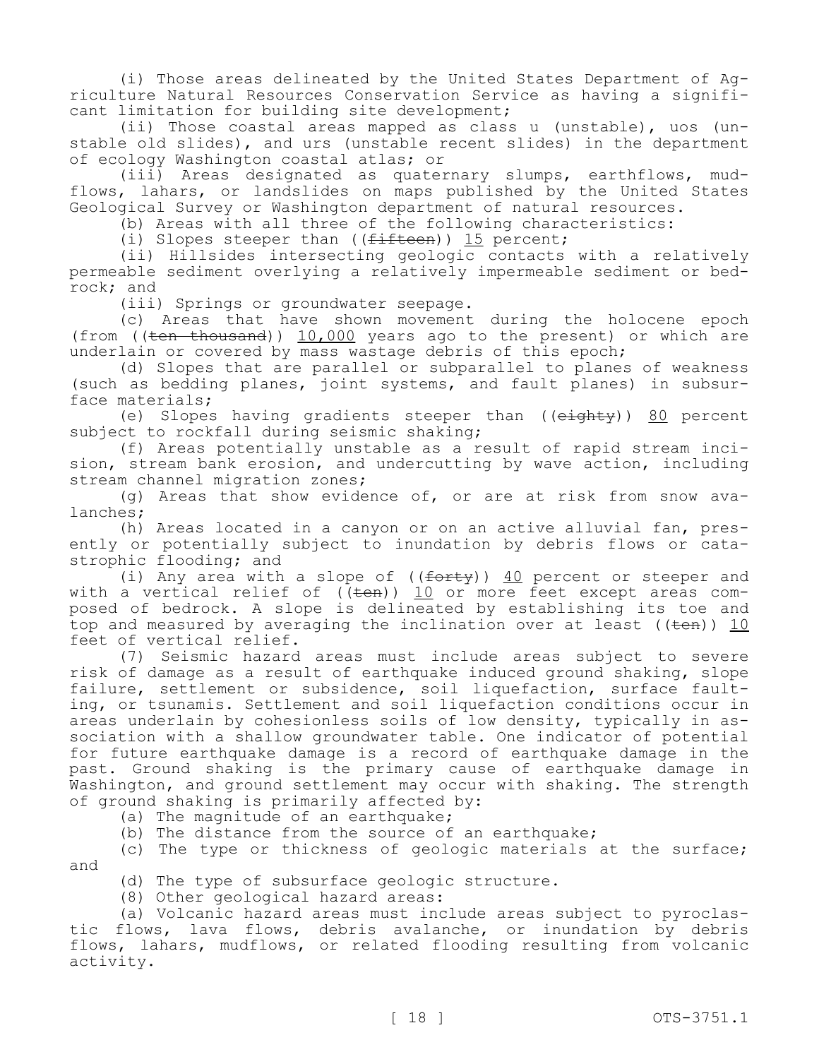(i) Those areas delineated by the United States Department of Agriculture Natural Resources Conservation Service as having a significant limitation for building site development;

(ii) Those coastal areas mapped as class u (unstable), uos (unstable old slides), and urs (unstable recent slides) in the department of ecology Washington coastal atlas; or

(iii) Areas designated as quaternary slumps, earthflows, mudflows, lahars, or landslides on maps published by the United States Geological Survey or Washington department of natural resources.

(b) Areas with all three of the following characteristics:

(i) Slopes steeper than ((~~fifteen~~)) 15 percent;

(ii) Hillsides intersecting geologic contacts with a relatively permeable sediment overlying a relatively impermeable sediment or bedrock; and

(iii) Springs or groundwater seepage.

(c) Areas that have shown movement during the holocene epoch (from ((~~ten thousand~~)) 10,000 years ago to the present) or which are underlain or covered by mass wastage debris of this epoch;

(d) Slopes that are parallel or subparallel to planes of weakness (such as bedding planes, joint systems, and fault planes) in subsurface materials;

(e) Slopes having gradients steeper than ((~~eighty~~)) 80 percent subject to rockfall during seismic shaking;

(f) Areas potentially unstable as a result of rapid stream incision, stream bank erosion, and undercutting by wave action, including stream channel migration zones;

(g) Areas that show evidence of, or are at risk from snow avalanches;

(h) Areas located in a canyon or on an active alluvial fan, presently or potentially subject to inundation by debris flows or catastrophic flooding; and

(i) Any area with a slope of ((~~forty~~)) 40 percent or steeper and with a vertical relief of ((~~ten~~)) 10 or more feet except areas composed of bedrock. A slope is delineated by establishing its toe and top and measured by averaging the inclination over at least ((~~ten~~)) 10 feet of vertical relief.

(7) Seismic hazard areas must include areas subject to severe risk of damage as a result of earthquake induced ground shaking, slope failure, settlement or subsidence, soil liquefaction, surface faulting, or tsunamis. Settlement and soil liquefaction conditions occur in areas underlain by cohesionless soils of low density, typically in association with a shallow groundwater table. One indicator of potential for future earthquake damage is a record of earthquake damage in the past. Ground shaking is the primary cause of earthquake damage in Washington, and ground settlement may occur with shaking. The strength of ground shaking is primarily affected by:

(a) The magnitude of an earthquake;

(b) The distance from the source of an earthquake;

(c) The type or thickness of geologic materials at the surface; and

(d) The type of subsurface geologic structure.

(8) Other geological hazard areas:

(a) Volcanic hazard areas must include areas subject to pyroclastic flows, lava flows, debris avalanche, or inundation by debris flows, lahars, mudflows, or related flooding resulting from volcanic activity.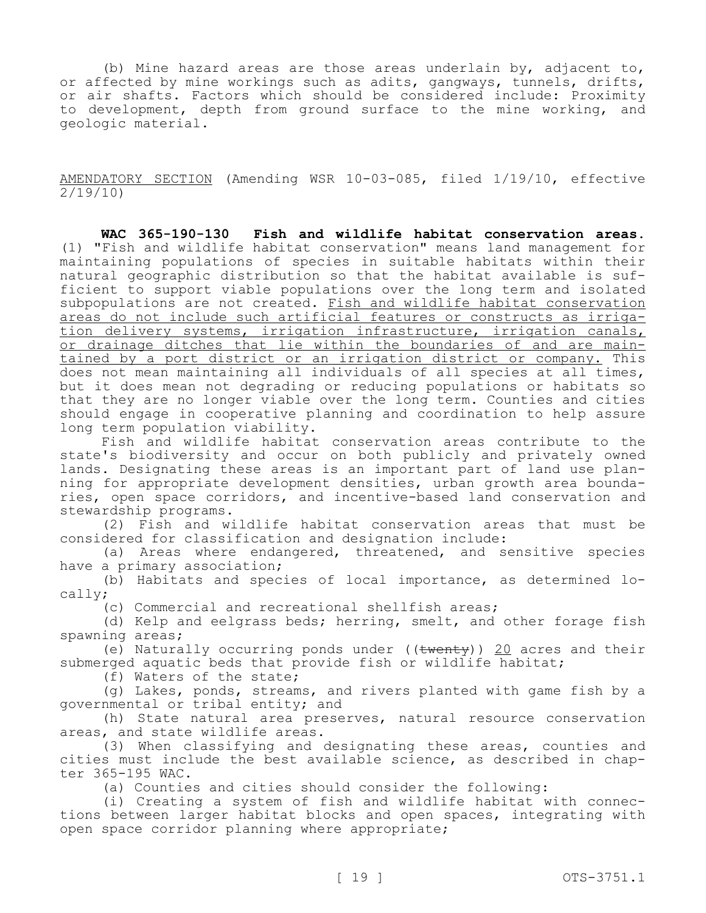(b) Mine hazard areas are those areas underlain by, adjacent to, or affected by mine workings such as adits, gangways, tunnels, drifts, or air shafts. Factors which should be considered include: Proximity to development, depth from ground surface to the mine working, and geologic material.

AMENDATORY SECTION (Amending WSR 10-03-085, filed 1/19/10, effective 2/19/10)

**WAC 365-190-130 Fish and wildlife habitat conservation areas.** (1) "Fish and wildlife habitat conservation" means land management for maintaining populations of species in suitable habitats within their natural geographic distribution so that the habitat available is sufficient to support viable populations over the long term and isolated subpopulations are not created. Fish and wildlife habitat conservation areas do not include such artificial features or constructs as irrigation delivery systems, irrigation infrastructure, irrigation canals, or drainage ditches that lie within the boundaries of and are maintained by a port district or an irrigation district or company. This does not mean maintaining all individuals of all species at all times, but it does mean not degrading or reducing populations or habitats so that they are no longer viable over the long term. Counties and cities should engage in cooperative planning and coordination to help assure long term population viability.

Fish and wildlife habitat conservation areas contribute to the state's biodiversity and occur on both publicly and privately owned lands. Designating these areas is an important part of land use planning for appropriate development densities, urban growth area boundaries, open space corridors, and incentive-based land conservation and stewardship programs.

(2) Fish and wildlife habitat conservation areas that must be considered for classification and designation include:

(a) Areas where endangered, threatened, and sensitive species have a primary association;

(b) Habitats and species of local importance, as determined locally;

(c) Commercial and recreational shellfish areas;

(d) Kelp and eelgrass beds; herring, smelt, and other forage fish spawning areas;

(e) Naturally occurring ponds under ((~~twenty~~)) 20 acres and their submerged aquatic beds that provide fish or wildlife habitat;

(f) Waters of the state;

(g) Lakes, ponds, streams, and rivers planted with game fish by a governmental or tribal entity; and

(h) State natural area preserves, natural resource conservation areas, and state wildlife areas.

(3) When classifying and designating these areas, counties and cities must include the best available science, as described in chapter 365-195 WAC.

(a) Counties and cities should consider the following:

(i) Creating a system of fish and wildlife habitat with connections between larger habitat blocks and open spaces, integrating with open space corridor planning where appropriate;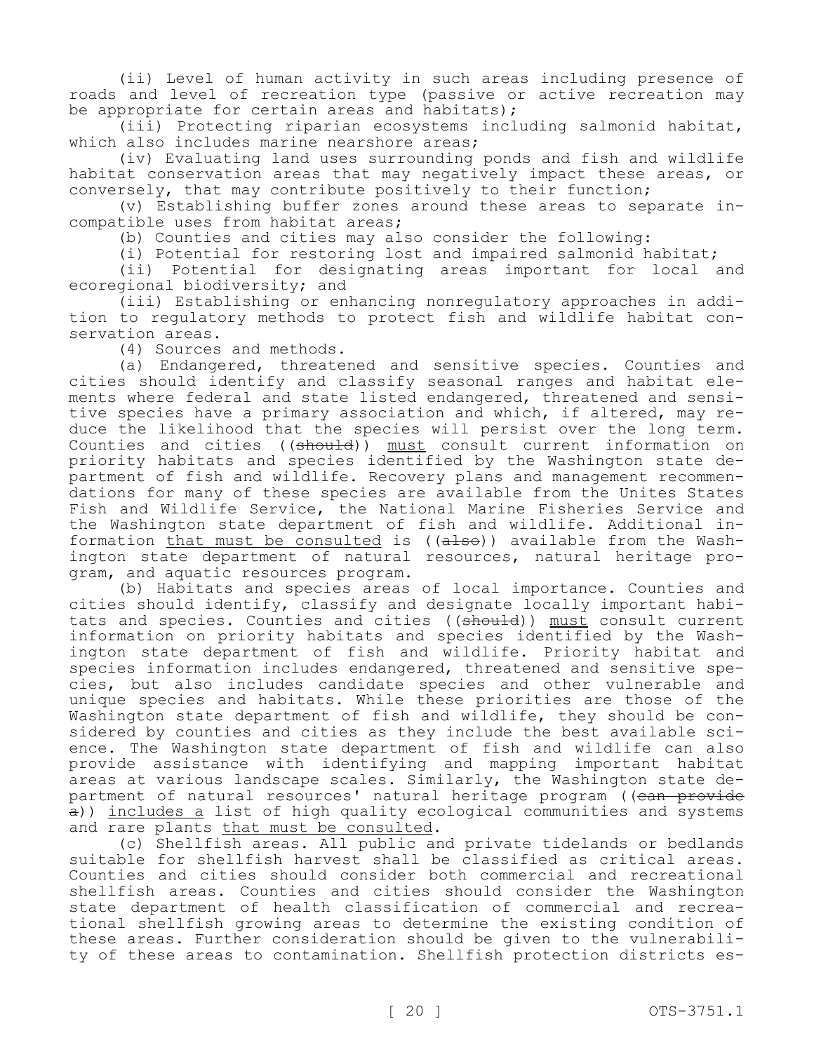(ii) Level of human activity in such areas including presence of roads and level of recreation type (passive or active recreation may be appropriate for certain areas and habitats);

(iii) Protecting riparian ecosystems including salmonid habitat, which also includes marine nearshore areas;

(iv) Evaluating land uses surrounding ponds and fish and wildlife habitat conservation areas that may negatively impact these areas, or conversely, that may contribute positively to their function;

(v) Establishing buffer zones around these areas to separate incompatible uses from habitat areas;

(b) Counties and cities may also consider the following:

(i) Potential for restoring lost and impaired salmonid habitat;

(ii) Potential for designating areas important for local and ecoregional biodiversity; and

(iii) Establishing or enhancing nonregulatory approaches in addition to regulatory methods to protect fish and wildlife habitat conservation areas.

(4) Sources and methods.

(a) Endangered, threatened and sensitive species. Counties and cities should identify and classify seasonal ranges and habitat elements where federal and state listed endangered, threatened and sensitive species have a primary association and which, if altered, may reduce the likelihood that the species will persist over the long term. Counties and cities ((~~should~~)) <u>must</u> consult current information on priority habitats and species identified by the Washington state department of fish and wildlife. Recovery plans and management recommendations for many of these species are available from the Unites States Fish and Wildlife Service, the National Marine Fisheries Service and the Washington state department of fish and wildlife. Additional information <u>that must be consulted</u> is ((~~also~~)) available from the Washington state department of natural resources, natural heritage program, and aquatic resources program.

(b) Habitats and species areas of local importance. Counties and cities should identify, classify and designate locally important habitats and species. Counties and cities ((~~should~~)) <u>must</u> consult current information on priority habitats and species identified by the Washington state department of fish and wildlife. Priority habitat and species information includes endangered, threatened and sensitive species, but also includes candidate species and other vulnerable and unique species and habitats. While these priorities are those of the Washington state department of fish and wildlife, they should be considered by counties and cities as they include the best available science. The Washington state department of fish and wildlife can also provide assistance with identifying and mapping important habitat areas at various landscape scales. Similarly, the Washington state department of natural resources' natural heritage program ((~~can provide a~~)) <u>includes a</u> list of high quality ecological communities and systems and rare plants <u>that must be consulted</u>.

(c) Shellfish areas. All public and private tidelands or bedlands suitable for shellfish harvest shall be classified as critical areas. Counties and cities should consider both commercial and recreational shellfish areas. Counties and cities should consider the Washington state department of health classification of commercial and recreational shellfish growing areas to determine the existing condition of these areas. Further consideration should be given to the vulnerability of these areas to contamination. Shellfish protection districts es-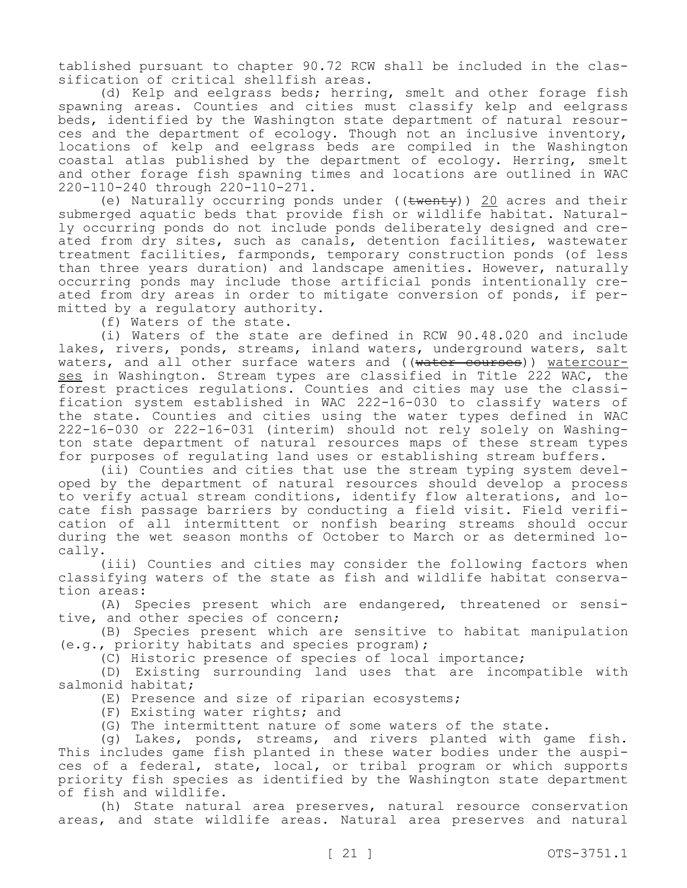tablished pursuant to chapter 90.72 RCW shall be included in the classification of critical shellfish areas.

(d) Kelp and eelgrass beds; herring, smelt and other forage fish spawning areas. Counties and cities must classify kelp and eelgrass beds, identified by the Washington state department of natural resources and the department of ecology. Though not an inclusive inventory, locations of kelp and eelgrass beds are compiled in the Washington coastal atlas published by the department of ecology. Herring, smelt and other forage fish spawning times and locations are outlined in WAC 220-110-240 through 220-110-271.

(e) Naturally occurring ponds under ((~~twenty~~)) 20 acres and their submerged aquatic beds that provide fish or wildlife habitat. Naturally occurring ponds do not include ponds deliberately designed and created from dry sites, such as canals, detention facilities, wastewater treatment facilities, farmponds, temporary construction ponds (of less than three years duration) and landscape amenities. However, naturally occurring ponds may include those artificial ponds intentionally created from dry areas in order to mitigate conversion of ponds, if permitted by a regulatory authority.

(f) Waters of the state.

(i) Waters of the state are defined in RCW 90.48.020 and include lakes, rivers, ponds, streams, inland waters, underground waters, salt waters, and all other surface waters and ((~~water courses~~)) watercourses in Washington. Stream types are classified in Title 222 WAC, the forest practices regulations. Counties and cities may use the classification system established in WAC 222-16-030 to classify waters of the state. Counties and cities using the water types defined in WAC 222-16-030 or 222-16-031 (interim) should not rely solely on Washington state department of natural resources maps of these stream types for purposes of regulating land uses or establishing stream buffers.

(ii) Counties and cities that use the stream typing system developed by the department of natural resources should develop a process to verify actual stream conditions, identify flow alterations, and locate fish passage barriers by conducting a field visit. Field verification of all intermittent or nonfish bearing streams should occur during the wet season months of October to March or as determined locally.

(iii) Counties and cities may consider the following factors when classifying waters of the state as fish and wildlife habitat conservation areas:

(A) Species present which are endangered, threatened or sensitive, and other species of concern;

(B) Species present which are sensitive to habitat manipulation (e.g., priority habitats and species program);

(C) Historic presence of species of local importance;

(D) Existing surrounding land uses that are incompatible with salmonid habitat;

(E) Presence and size of riparian ecosystems;

(F) Existing water rights; and

(G) The intermittent nature of some waters of the state.

(g) Lakes, ponds, streams, and rivers planted with game fish. This includes game fish planted in these water bodies under the auspices of a federal, state, local, or tribal program or which supports priority fish species as identified by the Washington state department of fish and wildlife.

(h) State natural area preserves, natural resource conservation areas, and state wildlife areas. Natural area preserves and natural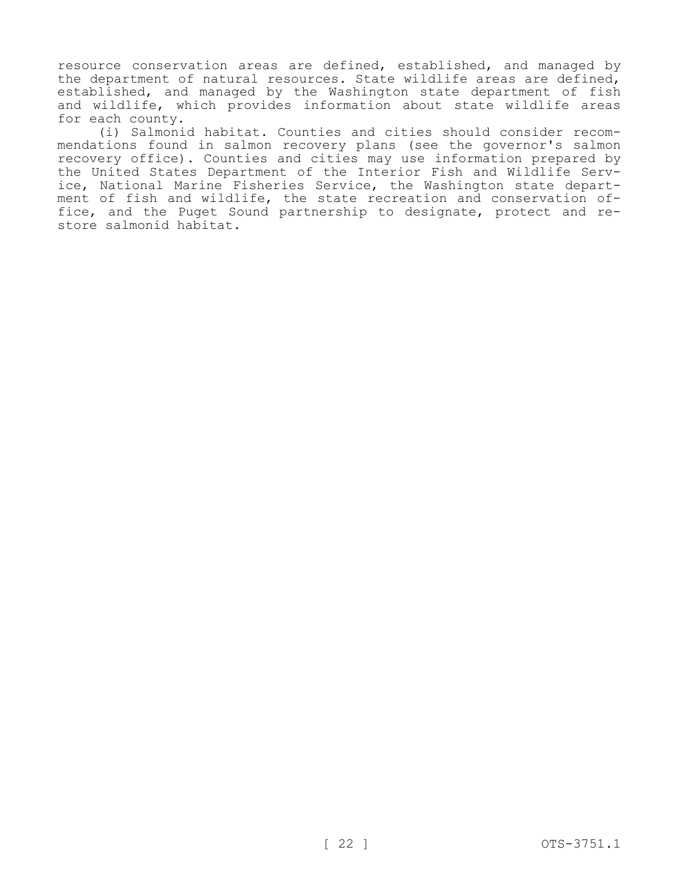resource conservation areas are defined, established, and managed by the department of natural resources. State wildlife areas are defined, established, and managed by the Washington state department of fish and wildlife, which provides information about state wildlife areas for each county.

(i) Salmonid habitat. Counties and cities should consider recommendations found in salmon recovery plans (see the governor's salmon recovery office). Counties and cities may use information prepared by the United States Department of the Interior Fish and Wildlife Service, National Marine Fisheries Service, the Washington state department of fish and wildlife, the state recreation and conservation office, and the Puget Sound partnership to designate, protect and restore salmonid habitat.